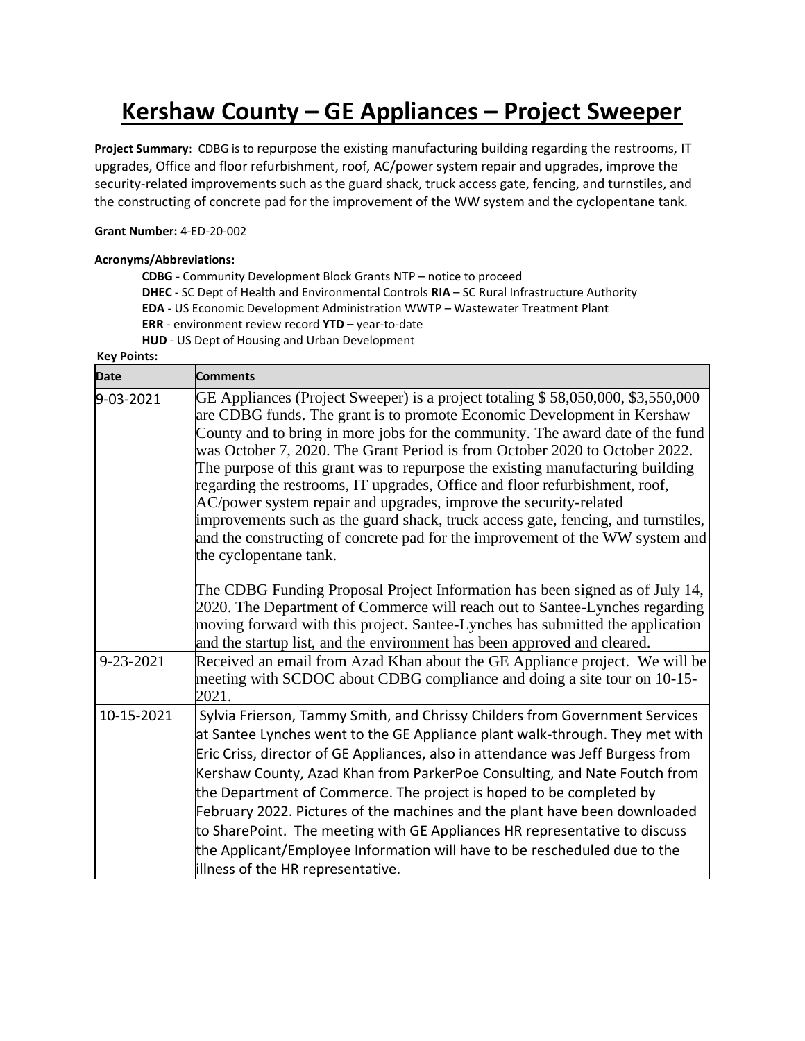# Kershaw County – GE Appliances – Project Sweeper

**Project Summary**: CDBG is to repurpose the existing manufacturing building regarding the restrooms, IT upgrades, Office and floor refurbishment, roof, AC/power system repair and upgrades, improve the security-related improvements such as the guard shack, truck access gate, fencing, and turnstiles, and the constructing of concrete pad for the improvement of the WW system and the cyclopentane tank.

**Grant Number:** 4-ED-20-002

**Acronyms/Abbreviations:**

**CDBG** - Community Development Block Grants NTP – notice to proceed
**DHEC** - SC Dept of Health and Environmental Controls **RIA** – SC Rural Infrastructure Authority
**EDA** - US Economic Development Administration WWTP – Wastewater Treatment Plant
**ERR** - environment review record **YTD** – year-to-date
**HUD** - US Dept of Housing and Urban Development

**Key Points:**

| Date | Comments |
|---|---|
| 9-03-2021 | GE Appliances (Project Sweeper) is a project totaling $ 58,050,000, $3,550,000 are CDBG funds. The grant is to promote Economic Development in Kershaw County and to bring in more jobs for the community. The award date of the fund was October 7, 2020. The Grant Period is from October 2020 to October 2022. The purpose of this grant was to repurpose the existing manufacturing building regarding the restrooms, IT upgrades, Office and floor refurbishment, roof, AC/power system repair and upgrades, improve the security-related improvements such as the guard shack, truck access gate, fencing, and turnstiles, and the constructing of concrete pad for the improvement of the WW system and the cyclopentane tank.<br><br>The CDBG Funding Proposal Project Information has been signed as of July 14, 2020. The Department of Commerce will reach out to Santee-Lynches regarding moving forward with this project. Santee-Lynches has submitted the application and the startup list, and the environment has been approved and cleared. |
| 9-23-2021 | Received an email from Azad Khan about the GE Appliance project. We will be meeting with SCDOC about CDBG compliance and doing a site tour on 10-15-2021. |
| 10-15-2021 | Sylvia Frierson, Tammy Smith, and Chrissy Childers from Government Services at Santee Lynches went to the GE Appliance plant walk-through. They met with Eric Criss, director of GE Appliances, also in attendance was Jeff Burgess from Kershaw County, Azad Khan from ParkerPoe Consulting, and Nate Foutch from the Department of Commerce. The project is hoped to be completed by February 2022. Pictures of the machines and the plant have been downloaded to SharePoint. The meeting with GE Appliances HR representative to discuss the Applicant/Employee Information will have to be rescheduled due to the illness of the HR representative. |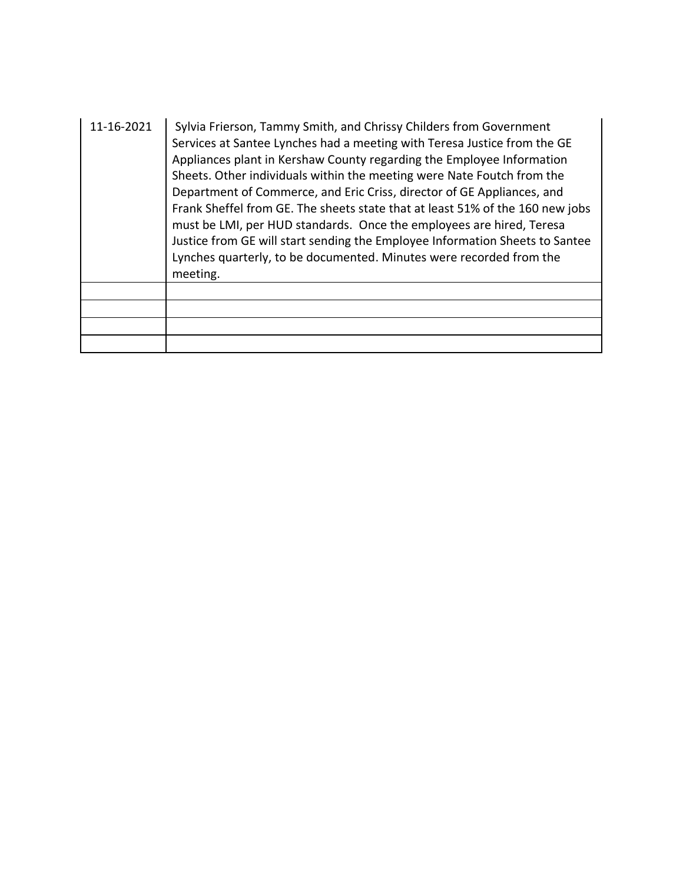| | |
|---|---|
| 11-16-2021 | Sylvia Frierson, Tammy Smith, and Chrissy Childers from Government Services at Santee Lynches had a meeting with Teresa Justice from the GE Appliances plant in Kershaw County regarding the Employee Information Sheets. Other individuals within the meeting were Nate Foutch from the Department of Commerce, and Eric Criss, director of GE Appliances, and Frank Sheffel from GE. The sheets state that at least 51% of the 160 new jobs must be LMI, per HUD standards. Once the employees are hired, Teresa Justice from GE will start sending the Employee Information Sheets to Santee Lynches quarterly, to be documented. Minutes were recorded from the meeting. |
| | |
| | |
| | |
| | |